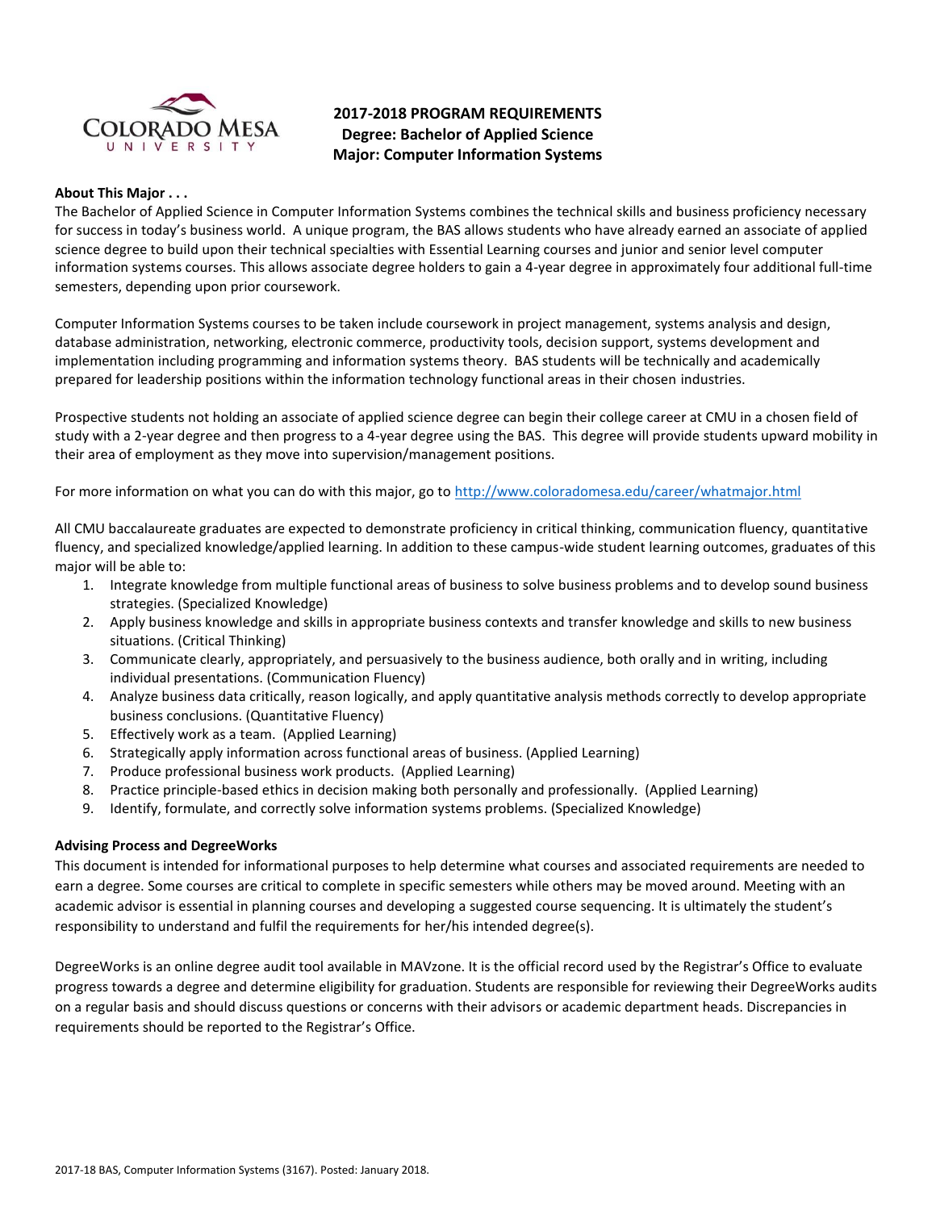# 2017-2018 PROGRAM REQUIREMENTS
## Degree: Bachelor of Applied Science
## Major: Computer Information Systems

**About This Major . . .**

The Bachelor of Applied Science in Computer Information Systems combines the technical skills and business proficiency necessary for success in today's business world. A unique program, the BAS allows students who have already earned an associate of applied science degree to build upon their technical specialties with Essential Learning courses and junior and senior level computer information systems courses. This allows associate degree holders to gain a 4-year degree in approximately four additional full-time semesters, depending upon prior coursework.

Computer Information Systems courses to be taken include coursework in project management, systems analysis and design, database administration, networking, electronic commerce, productivity tools, decision support, systems development and implementation including programming and information systems theory. BAS students will be technically and academically prepared for leadership positions within the information technology functional areas in their chosen industries.

Prospective students not holding an associate of applied science degree can begin their college career at CMU in a chosen field of study with a 2-year degree and then progress to a 4-year degree using the BAS. This degree will provide students upward mobility in their area of employment as they move into supervision/management positions.

For more information on what you can do with this major, go to http://www.coloradomesa.edu/career/whatmajor.html

All CMU baccalaureate graduates are expected to demonstrate proficiency in critical thinking, communication fluency, quantitative fluency, and specialized knowledge/applied learning. In addition to these campus-wide student learning outcomes, graduates of this major will be able to:

1. Integrate knowledge from multiple functional areas of business to solve business problems and to develop sound business strategies. (Specialized Knowledge)
2. Apply business knowledge and skills in appropriate business contexts and transfer knowledge and skills to new business situations. (Critical Thinking)
3. Communicate clearly, appropriately, and persuasively to the business audience, both orally and in writing, including individual presentations. (Communication Fluency)
4. Analyze business data critically, reason logically, and apply quantitative analysis methods correctly to develop appropriate business conclusions. (Quantitative Fluency)
5. Effectively work as a team. (Applied Learning)
6. Strategically apply information across functional areas of business. (Applied Learning)
7. Produce professional business work products. (Applied Learning)
8. Practice principle-based ethics in decision making both personally and professionally. (Applied Learning)
9. Identify, formulate, and correctly solve information systems problems. (Specialized Knowledge)

**Advising Process and DegreeWorks**

This document is intended for informational purposes to help determine what courses and associated requirements are needed to earn a degree. Some courses are critical to complete in specific semesters while others may be moved around. Meeting with an academic advisor is essential in planning courses and developing a suggested course sequencing. It is ultimately the student's responsibility to understand and fulfil the requirements for her/his intended degree(s).

DegreeWorks is an online degree audit tool available in MAVzone. It is the official record used by the Registrar's Office to evaluate progress towards a degree and determine eligibility for graduation. Students are responsible for reviewing their DegreeWorks audits on a regular basis and should discuss questions or concerns with their advisors or academic department heads. Discrepancies in requirements should be reported to the Registrar's Office.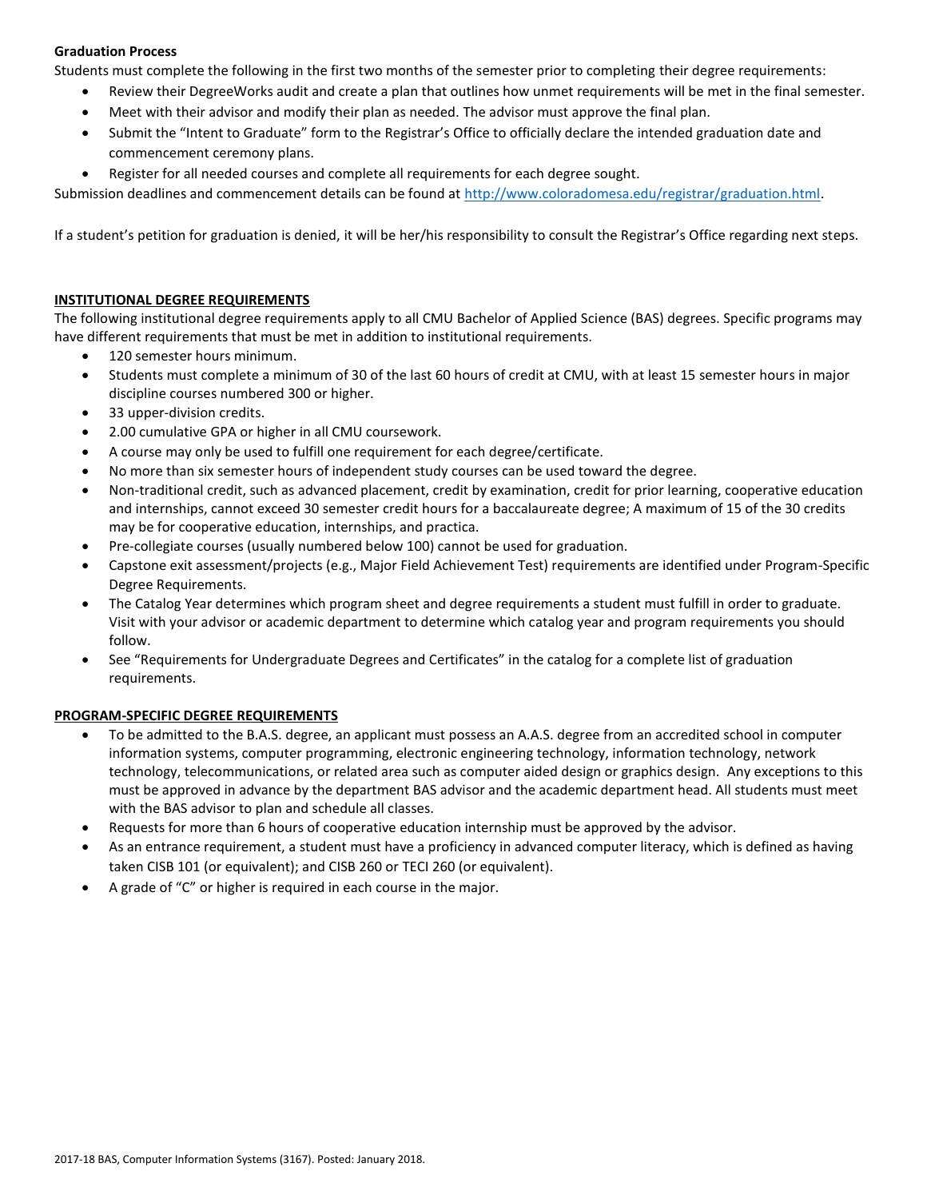**Graduation Process**

Students must complete the following in the first two months of the semester prior to completing their degree requirements:

- Review their DegreeWorks audit and create a plan that outlines how unmet requirements will be met in the final semester.
- Meet with their advisor and modify their plan as needed. The advisor must approve the final plan.
- Submit the "Intent to Graduate" form to the Registrar's Office to officially declare the intended graduation date and commencement ceremony plans.
- Register for all needed courses and complete all requirements for each degree sought.

Submission deadlines and commencement details can be found at [http://www.coloradomesa.edu/registrar/graduation.html](http://www.coloradomesa.edu/registrar/graduation.html).

If a student's petition for graduation is denied, it will be her/his responsibility to consult the Registrar's Office regarding next steps.

## INSTITUTIONAL DEGREE REQUIREMENTS

The following institutional degree requirements apply to all CMU Bachelor of Applied Science (BAS) degrees. Specific programs may have different requirements that must be met in addition to institutional requirements.

- 120 semester hours minimum.
- Students must complete a minimum of 30 of the last 60 hours of credit at CMU, with at least 15 semester hours in major discipline courses numbered 300 or higher.
- 33 upper-division credits.
- 2.00 cumulative GPA or higher in all CMU coursework.
- A course may only be used to fulfill one requirement for each degree/certificate.
- No more than six semester hours of independent study courses can be used toward the degree.
- Non-traditional credit, such as advanced placement, credit by examination, credit for prior learning, cooperative education and internships, cannot exceed 30 semester credit hours for a baccalaureate degree; A maximum of 15 of the 30 credits may be for cooperative education, internships, and practica.
- Pre-collegiate courses (usually numbered below 100) cannot be used for graduation.
- Capstone exit assessment/projects (e.g., Major Field Achievement Test) requirements are identified under Program-Specific Degree Requirements.
- The Catalog Year determines which program sheet and degree requirements a student must fulfill in order to graduate. Visit with your advisor or academic department to determine which catalog year and program requirements you should follow.
- See "Requirements for Undergraduate Degrees and Certificates" in the catalog for a complete list of graduation requirements.

## PROGRAM-SPECIFIC DEGREE REQUIREMENTS

- To be admitted to the B.A.S. degree, an applicant must possess an A.A.S. degree from an accredited school in computer information systems, computer programming, electronic engineering technology, information technology, network technology, telecommunications, or related area such as computer aided design or graphics design. Any exceptions to this must be approved in advance by the department BAS advisor and the academic department head. All students must meet with the BAS advisor to plan and schedule all classes.
- Requests for more than 6 hours of cooperative education internship must be approved by the advisor.
- As an entrance requirement, a student must have a proficiency in advanced computer literacy, which is defined as having taken CISB 101 (or equivalent); and CISB 260 or TECI 260 (or equivalent).
- A grade of "C" or higher is required in each course in the major.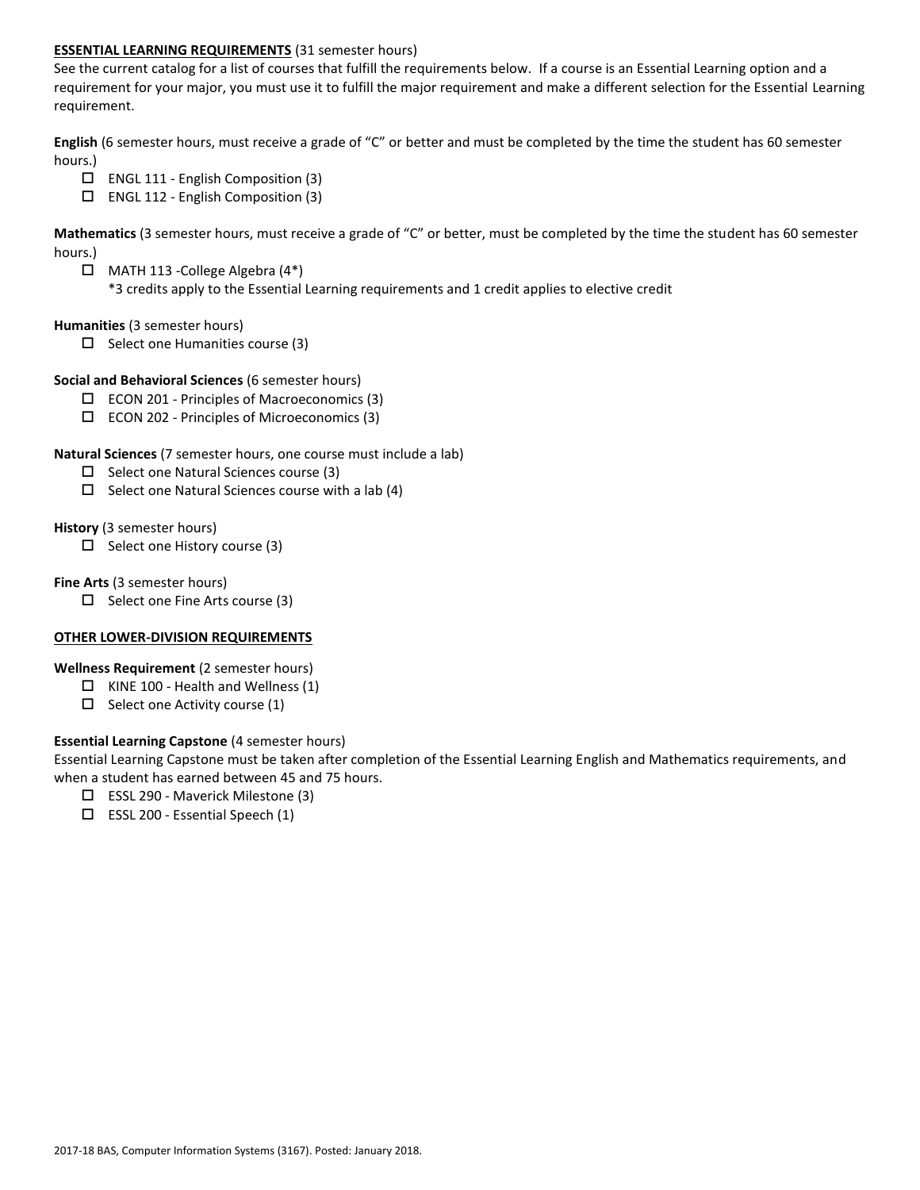**ESSENTIAL LEARNING REQUIREMENTS** (31 semester hours)

See the current catalog for a list of courses that fulfill the requirements below. If a course is an Essential Learning option and a requirement for your major, you must use it to fulfill the major requirement and make a different selection for the Essential Learning requirement.

**English** (6 semester hours, must receive a grade of "C" or better and must be completed by the time the student has 60 semester hours.)

- ☐ ENGL 111 - English Composition (3)
- ☐ ENGL 112 - English Composition (3)

**Mathematics** (3 semester hours, must receive a grade of "C" or better, must be completed by the time the student has 60 semester hours.)

- ☐ MATH 113 -College Algebra (4*)
  *3 credits apply to the Essential Learning requirements and 1 credit applies to elective credit

**Humanities** (3 semester hours)

- ☐ Select one Humanities course (3)

**Social and Behavioral Sciences** (6 semester hours)

- ☐ ECON 201 - Principles of Macroeconomics (3)
- ☐ ECON 202 - Principles of Microeconomics (3)

**Natural Sciences** (7 semester hours, one course must include a lab)

- ☐ Select one Natural Sciences course (3)
- ☐ Select one Natural Sciences course with a lab (4)

**History** (3 semester hours)

- ☐ Select one History course (3)

**Fine Arts** (3 semester hours)

- ☐ Select one Fine Arts course (3)

**OTHER LOWER-DIVISION REQUIREMENTS**

**Wellness Requirement** (2 semester hours)

- ☐ KINE 100 - Health and Wellness (1)
- ☐ Select one Activity course (1)

**Essential Learning Capstone** (4 semester hours)

Essential Learning Capstone must be taken after completion of the Essential Learning English and Mathematics requirements, and when a student has earned between 45 and 75 hours.

- ☐ ESSL 290 - Maverick Milestone (3)
- ☐ ESSL 200 - Essential Speech (1)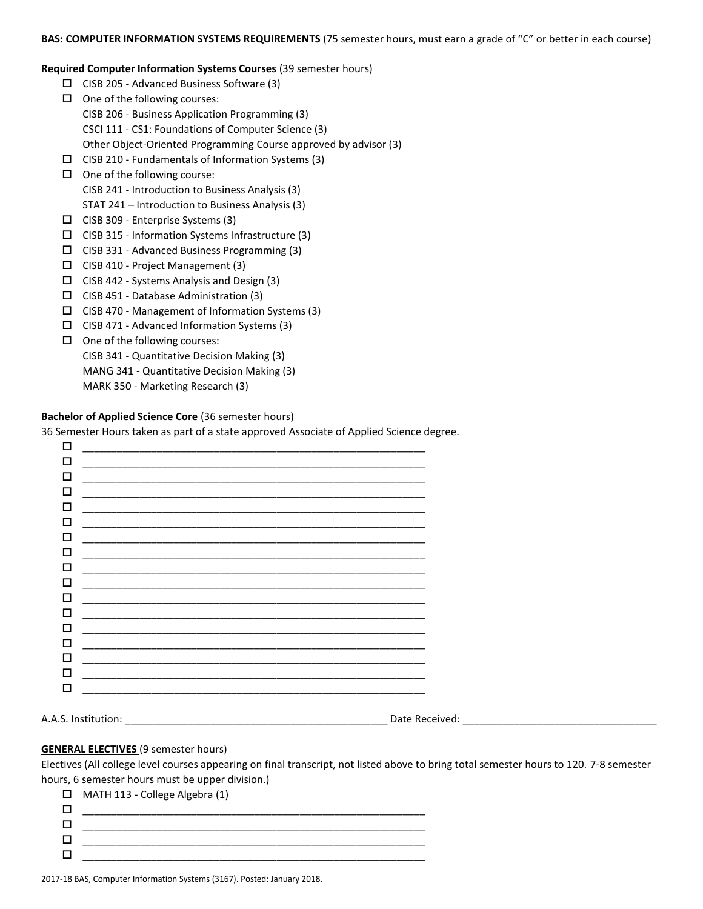**BAS: COMPUTER INFORMATION SYSTEMS REQUIREMENTS** (75 semester hours, must earn a grade of "C" or better in each course)

**Required Computer Information Systems Courses** (39 semester hours)

- ☐ CISB 205 - Advanced Business Software (3)
- ☐ One of the following courses:
  CISB 206 - Business Application Programming (3)
  CSCI 111 - CS1: Foundations of Computer Science (3)
  Other Object-Oriented Programming Course approved by advisor (3)
- ☐ CISB 210 - Fundamentals of Information Systems (3)
- ☐ One of the following course:
  CISB 241 - Introduction to Business Analysis (3)
  STAT 241 – Introduction to Business Analysis (3)
- ☐ CISB 309 - Enterprise Systems (3)
- ☐ CISB 315 - Information Systems Infrastructure (3)
- ☐ CISB 331 - Advanced Business Programming (3)
- ☐ CISB 410 - Project Management (3)
- ☐ CISB 442 - Systems Analysis and Design (3)
- ☐ CISB 451 - Database Administration (3)
- ☐ CISB 470 - Management of Information Systems (3)
- ☐ CISB 471 - Advanced Information Systems (3)
- ☐ One of the following courses:
  CISB 341 - Quantitative Decision Making (3)
  MANG 341 - Quantitative Decision Making (3)
  MARK 350 - Marketing Research (3)

**Bachelor of Applied Science Core** (36 semester hours)

36 Semester Hours taken as part of a state approved Associate of Applied Science degree.

- ☐ ____________________________________________________________
- ☐ ____________________________________________________________
- ☐ ____________________________________________________________
- ☐ ____________________________________________________________
- ☐ ____________________________________________________________
- ☐ ____________________________________________________________
- ☐ ____________________________________________________________
- ☐ ____________________________________________________________
- ☐ ____________________________________________________________
- ☐ ____________________________________________________________
- ☐ ____________________________________________________________
- ☐ ____________________________________________________________
- ☐ ____________________________________________________________
- ☐ ____________________________________________________________
- ☐ ____________________________________________________________
- ☐ ____________________________________________________________
- ☐ ____________________________________________________________

A.A.S. Institution: ______________________________________________ Date Received: __________________________________

**GENERAL ELECTIVES** (9 semester hours)

Electives (All college level courses appearing on final transcript, not listed above to bring total semester hours to 120. 7-8 semester hours, 6 semester hours must be upper division.)

- ☐ MATH 113 - College Algebra (1)
- ☐ ____________________________________________________________
- ☐ ____________________________________________________________
- ☐ ____________________________________________________________
- ☐ ____________________________________________________________

2017-18 BAS, Computer Information Systems (3167). Posted: January 2018.